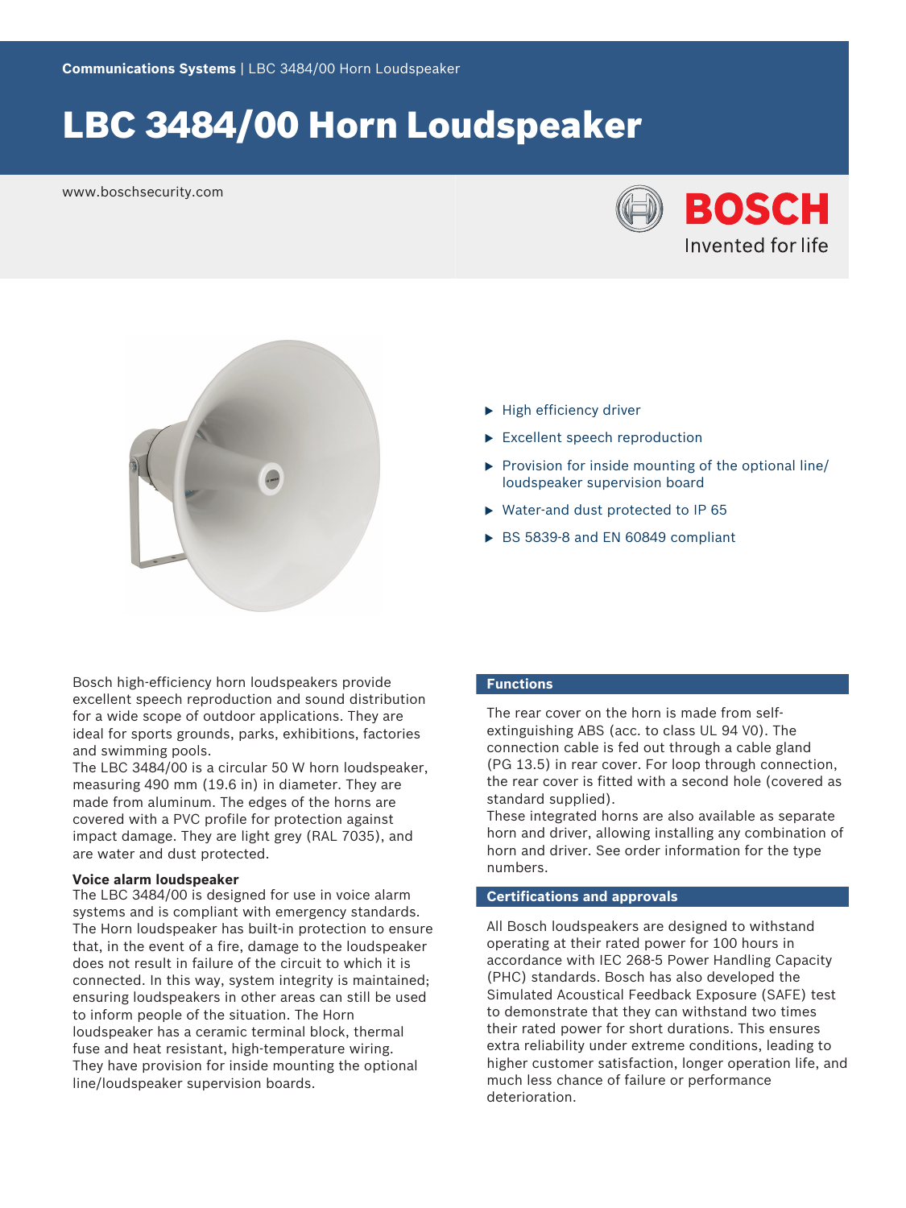Communications Systems | LBC 3484/00 Horn Loudspeaker

# LBC 3484/00 Horn Loudspeaker

www.boschsecurity.com

- High efficiency driver
- Excellent speech reproduction
- Provision for inside mounting of the optional line/loudspeaker supervision board
- Water-and dust protected to IP 65
- BS 5839-8 and EN 60849 compliant

Bosch high-efficiency horn loudspeakers provide excellent speech reproduction and sound distribution for a wide scope of outdoor applications. They are ideal for sports grounds, parks, exhibitions, factories and swimming pools.

The LBC 3484/00 is a circular 50 W horn loudspeaker, measuring 490 mm (19.6 in) in diameter. They are made from aluminum. The edges of the horns are covered with a PVC profile for protection against impact damage. They are light grey (RAL 7035), and are water and dust protected.

### Voice alarm loudspeaker

The LBC 3484/00 is designed for use in voice alarm systems and is compliant with emergency standards. The Horn loudspeaker has built-in protection to ensure that, in the event of a fire, damage to the loudspeaker does not result in failure of the circuit to which it is connected. In this way, system integrity is maintained; ensuring loudspeakers in other areas can still be used to inform people of the situation. The Horn loudspeaker has a ceramic terminal block, thermal fuse and heat resistant, high-temperature wiring. They have provision for inside mounting the optional line/loudspeaker supervision boards.

## Functions

The rear cover on the horn is made from self-extinguishing ABS (acc. to class UL 94 V0). The connection cable is fed out through a cable gland (PG 13.5) in rear cover. For loop through connection, the rear cover is fitted with a second hole (covered as standard supplied).

These integrated horns are also available as separate horn and driver, allowing installing any combination of horn and driver. See order information for the type numbers.

## Certifications and approvals

All Bosch loudspeakers are designed to withstand operating at their rated power for 100 hours in accordance with IEC 268-5 Power Handling Capacity (PHC) standards. Bosch has also developed the Simulated Acoustical Feedback Exposure (SAFE) test to demonstrate that they can withstand two times their rated power for short durations. This ensures extra reliability under extreme conditions, leading to higher customer satisfaction, longer operation life, and much less chance of failure or performance deterioration.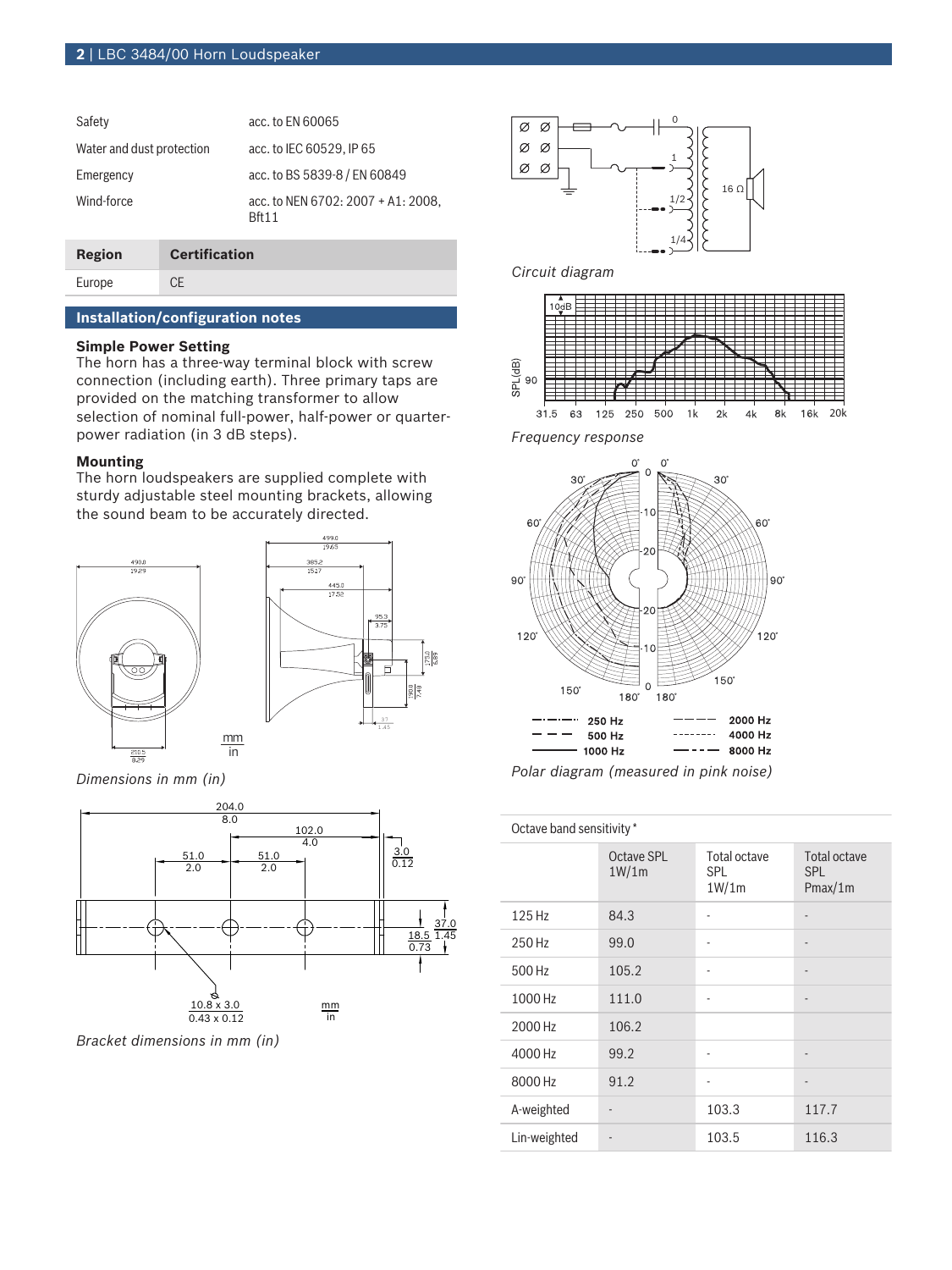| | |
|---|---|
| Safety | acc. to EN 60065 |
| Water and dust protection | acc. to IEC 60529, IP 65 |
| Emergency | acc. to BS 5839-8 / EN 60849 |
| Wind-force | acc. to NEN 6702: 2007 + A1: 2008, Bft11 |

| Region | Certification |
|---|---|
| Europe | CE |

## Installation/configuration notes

**Simple Power Setting**
The horn has a three-way terminal block with screw connection (including earth). Three primary taps are provided on the matching transformer to allow selection of nominal full-power, half-power or quarter-power radiation (in 3 dB steps).

**Mounting**
The horn loudspeakers are supplied complete with sturdy adjustable steel mounting brackets, allowing the sound beam to be accurately directed.

*Dimensions in mm (in)*

*Bracket dimensions in mm (in)*

*Circuit diagram*

*Frequency response*

*Polar diagram (measured in pink noise)*

Octave band sensitivity *

| | Octave SPL 1W/1m | Total octave SPL 1W/1m | Total octave SPL Pmax/1m |
|---|---|---|---|
| 125 Hz | 84.3 | - | - |
| 250 Hz | 99.0 | - | - |
| 500 Hz | 105.2 | - | - |
| 1000 Hz | 111.0 | - | - |
| 2000 Hz | 106.2 | | |
| 4000 Hz | 99.2 | - | - |
| 8000 Hz | 91.2 | - | - |
| A-weighted | - | 103.3 | 117.7 |
| Lin-weighted | - | 103.5 | 116.3 |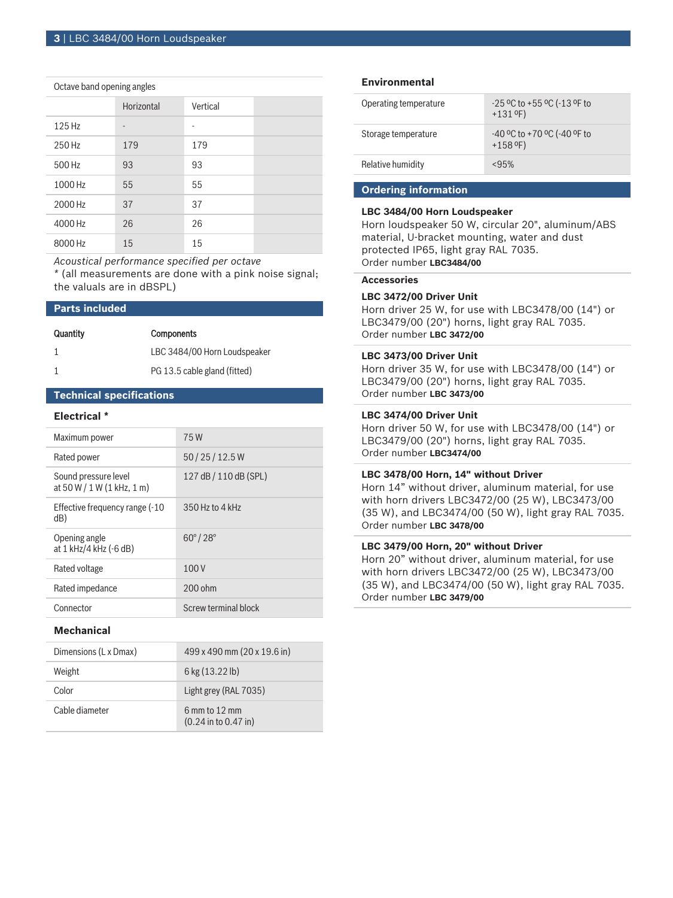Octave band opening angles

| | Horizontal | Vertical |
|---|---|---|
| 125 Hz | - | - |
| 250 Hz | 179 | 179 |
| 500 Hz | 93 | 93 |
| 1000 Hz | 55 | 55 |
| 2000 Hz | 37 | 37 |
| 4000 Hz | 26 | 26 |
| 8000 Hz | 15 | 15 |

*Acoustical performance specified per octave*
* (all measurements are done with a pink noise signal; the valuals are in dBSPL)

## Parts included

| Quantity | Components |
|---|---|
| 1 | LBC 3484/00 Horn Loudspeaker |
| 1 | PG 13.5 cable gland (fitted) |

## Technical specifications

### Electrical *

| | |
|---|---|
| Maximum power | 75 W |
| Rated power | 50 / 25 / 12.5 W |
| Sound pressure level at 50 W / 1 W (1 kHz, 1 m) | 127 dB / 110 dB (SPL) |
| Effective frequency range (-10 dB) | 350 Hz to 4 kHz |
| Opening angle at 1 kHz/4 kHz (-6 dB) | 60° / 28° |
| Rated voltage | 100 V |
| Rated impedance | 200 ohm |
| Connector | Screw terminal block |

### Mechanical

| | |
|---|---|
| Dimensions (L x Dmax) | 499 x 490 mm (20 x 19.6 in) |
| Weight | 6 kg (13.22 lb) |
| Color | Light grey (RAL 7035) |
| Cable diameter | 6 mm to 12 mm (0.24 in to 0.47 in) |

### Environmental

| | |
|---|---|
| Operating temperature | -25 ºC to +55 ºC (-13 ºF to +131 ºF) |
| Storage temperature | -40 ºC to +70 ºC (-40 ºF to +158 ºF) |
| Relative humidity | <95% |

## Ordering information

**LBC 3484/00 Horn Loudspeaker**
Horn loudspeaker 50 W, circular 20", aluminum/ABS material, U-bracket mounting, water and dust protected IP65, light gray RAL 7035.
Order number **LBC3484/00**

### Accessories

**LBC 3472/00 Driver Unit**
Horn driver 25 W, for use with LBC3478/00 (14") or LBC3479/00 (20") horns, light gray RAL 7035.
Order number **LBC 3472/00**

**LBC 3473/00 Driver Unit**
Horn driver 35 W, for use with LBC3478/00 (14") or LBC3479/00 (20") horns, light gray RAL 7035.
Order number **LBC 3473/00**

**LBC 3474/00 Driver Unit**
Horn driver 50 W, for use with LBC3478/00 (14") or LBC3479/00 (20") horns, light gray RAL 7035.
Order number **LBC3474/00**

**LBC 3478/00 Horn, 14" without Driver**
Horn 14” without driver, aluminum material, for use with horn drivers LBC3472/00 (25 W), LBC3473/00 (35 W), and LBC3474/00 (50 W), light gray RAL 7035.
Order number **LBC 3478/00**

**LBC 3479/00 Horn, 20" without Driver**
Horn 20” without driver, aluminum material, for use with horn drivers LBC3472/00 (25 W), LBC3473/00 (35 W), and LBC3474/00 (50 W), light gray RAL 7035.
Order number **LBC 3479/00**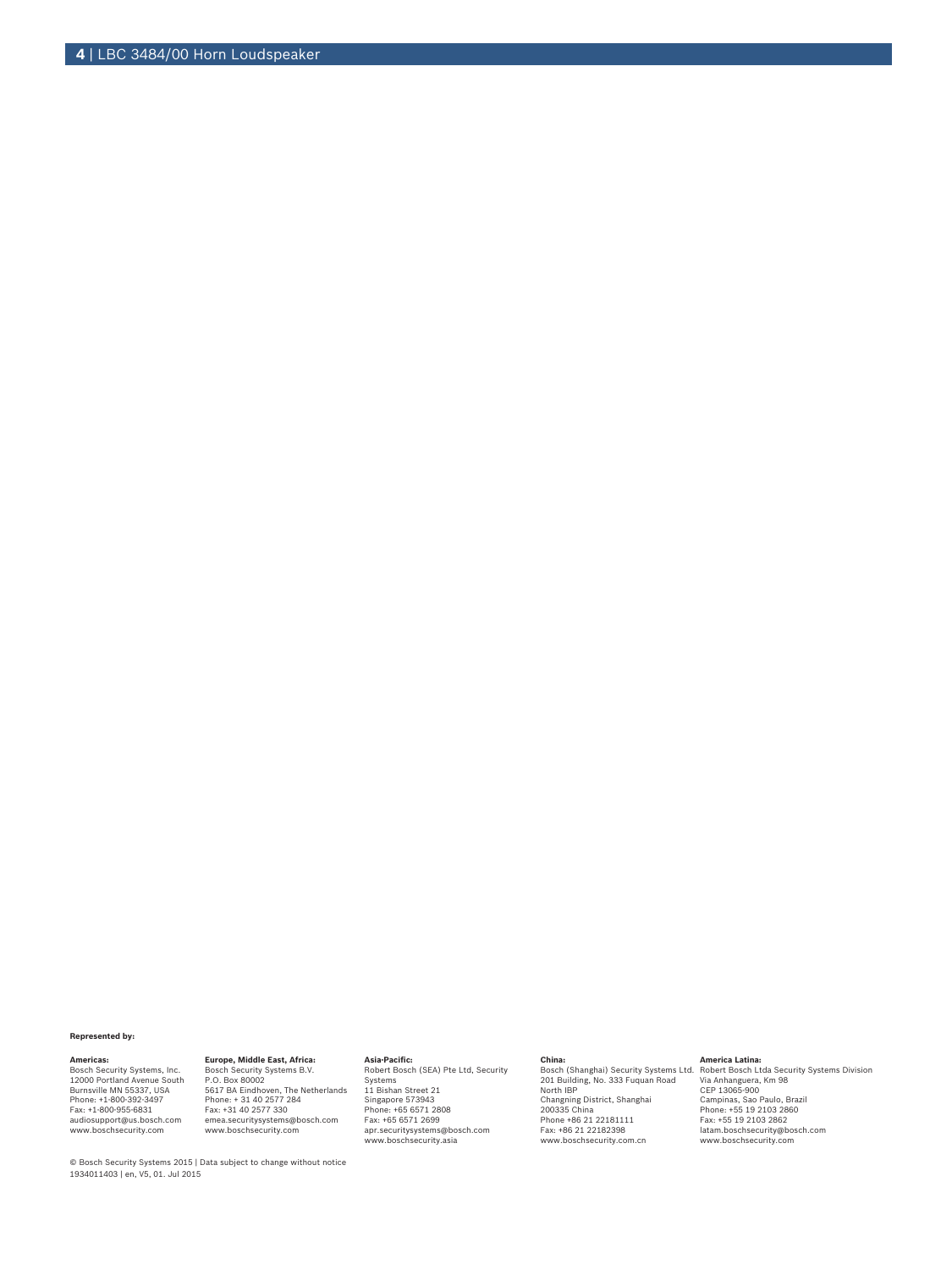**Represented by:**

**Americas:**
Bosch Security Systems, Inc.
12000 Portland Avenue South
Burnsville MN 55337, USA
Phone: +1-800-392-3497
Fax: +1-800-955-6831
audiosupport@us.bosch.com
www.boschsecurity.com

**Europe, Middle East, Africa:**
Bosch Security Systems B.V.
P.O. Box 80002
5617 BA Eindhoven, The Netherlands
Phone: + 31 40 2577 284
Fax: +31 40 2577 330
emea.securitysystems@bosch.com
www.boschsecurity.com

**Asia-Pacific:**
Robert Bosch (SEA) Pte Ltd, Security Systems
11 Bishan Street 21
Singapore 573943
Phone: +65 6571 2808
Fax: +65 6571 2699
apr.securitysystems@bosch.com
www.boschsecurity.asia

**China:**
Bosch (Shanghai) Security Systems Ltd.
201 Building, No. 333 Fuquan Road
North IBP
Changning District, Shanghai
200335 China
Phone +86 21 22181111
Fax: +86 21 22182398
www.boschsecurity.com.cn

**America Latina:**
Robert Bosch Ltda Security Systems Division
Via Anhanguera, Km 98
CEP 13065-900
Campinas, Sao Paulo, Brazil
Phone: +55 19 2103 2860
Fax: +55 19 2103 2862
latam.boschsecurity@bosch.com
www.boschsecurity.com

© Bosch Security Systems 2015 | Data subject to change without notice
1934011403 | en, V5, 01. Jul 2015